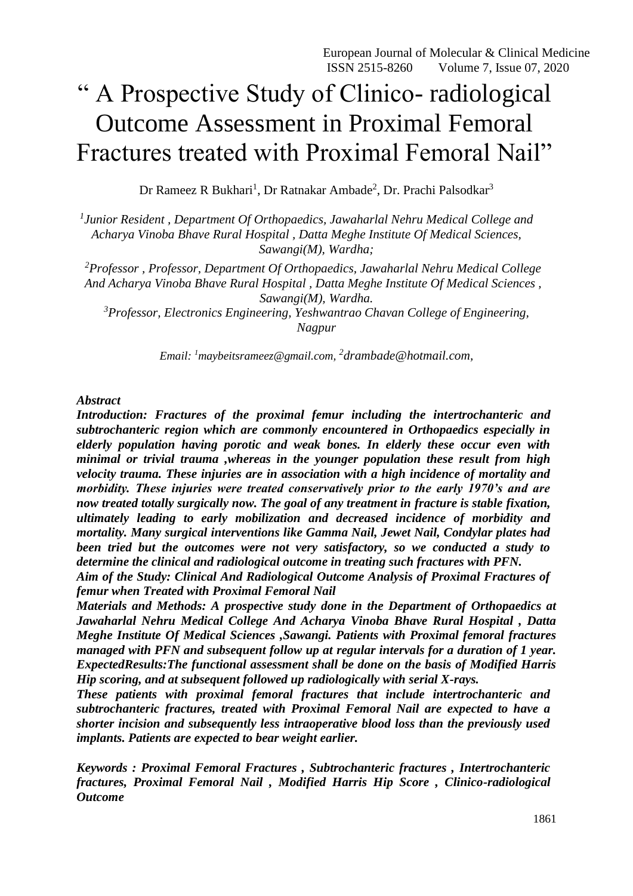# " A Prospective Study of Clinico- radiological Outcome Assessment in Proximal Femoral Fractures treated with Proximal Femoral Nail"

Dr Rameez R Bukhari[1], Dr Ratnakar Ambade[2], Dr. Prachi Palsodkar[3]

*[1]Junior Resident , Department Of Orthopaedics, Jawaharlal Nehru Medical College and Acharya Vinoba Bhave Rural Hospital , Datta Meghe Institute Of Medical Sciences, Sawangi(M), Wardha;*

*[2]Professor , Professor, Department Of Orthopaedics, Jawaharlal Nehru Medical College And Acharya Vinoba Bhave Rural Hospital , Datta Meghe Institute Of Medical Sciences , Sawangi(M), Wardha.*

*[3]Professor, Electronics Engineering, Yeshwantrao Chavan College of Engineering, Nagpur*

*Email: [1]maybeitsrameez@gmail.com, [2]drambade@hotmail.com,*

***Abstract***

***Introduction: Fractures of the proximal femur including the intertrochanteric and subtrochanteric region which are commonly encountered in Orthopaedics especially in elderly population having porotic and weak bones. In elderly these occur even with minimal or trivial trauma ,whereas in the younger population these result from high velocity trauma. These injuries are in association with a high incidence of mortality and morbidity. These injuries were treated conservatively prior to the early 1970's and are now treated totally surgically now. The goal of any treatment in fracture is stable fixation, ultimately leading to early mobilization and decreased incidence of morbidity and mortality. Many surgical interventions like Gamma Nail, Jewet Nail, Condylar plates had been tried but the outcomes were not very satisfactory, so we conducted a study to determine the clinical and radiological outcome in treating such fractures with PFN.***

***Aim of the Study: Clinical And Radiological Outcome Analysis of Proximal Fractures of femur when Treated with Proximal Femoral Nail***

***Materials and Methods: A prospective study done in the Department of Orthopaedics at Jawaharlal Nehru Medical College And Acharya Vinoba Bhave Rural Hospital , Datta Meghe Institute Of Medical Sciences ,Sawangi. Patients with Proximal femoral fractures managed with PFN and subsequent follow up at regular intervals for a duration of 1 year.***

***ExpectedResults:The functional assessment shall be done on the basis of Modified Harris Hip scoring, and at subsequent followed up radiologically with serial X-rays.***

***These patients with proximal femoral fractures that include intertrochanteric and subtrochanteric fractures, treated with Proximal Femoral Nail are expected to have a shorter incision and subsequently less intraoperative blood loss than the previously used implants. Patients are expected to bear weight earlier.***

***Keywords : Proximal Femoral Fractures , Subtrochanteric fractures , Intertrochanteric fractures, Proximal Femoral Nail , Modified Harris Hip Score , Clinico-radiological Outcome***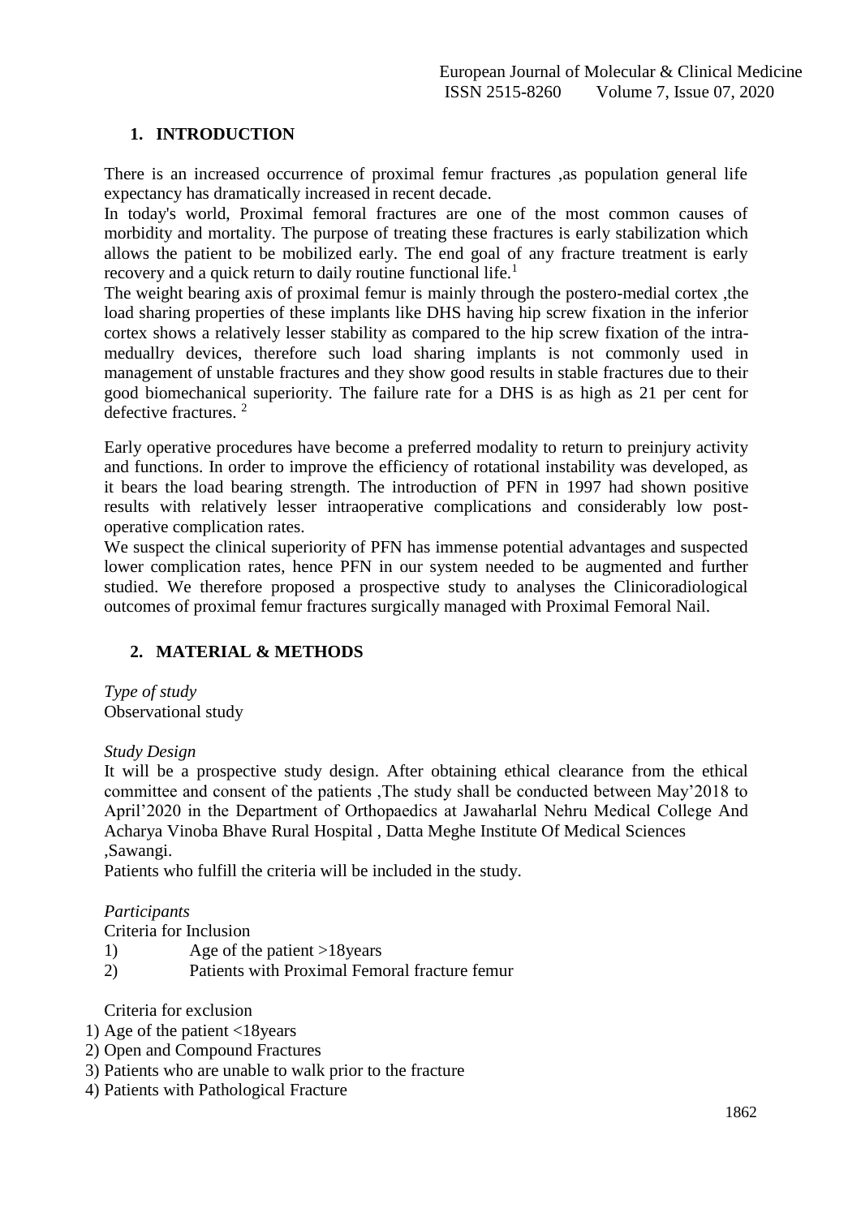## 1. INTRODUCTION

There is an increased occurrence of proximal femur fractures ,as population general life expectancy has dramatically increased in recent decade.

In today's world, Proximal femoral fractures are one of the most common causes of morbidity and mortality. The purpose of treating these fractures is early stabilization which allows the patient to be mobilized early. The end goal of any fracture treatment is early recovery and a quick return to daily routine functional life.[1]

The weight bearing axis of proximal femur is mainly through the postero-medial cortex ,the load sharing properties of these implants like DHS having hip screw fixation in the inferior cortex shows a relatively lesser stability as compared to the hip screw fixation of the intra-meduallry devices, therefore such load sharing implants is not commonly used in management of unstable fractures and they show good results in stable fractures due to their good biomechanical superiority. The failure rate for a DHS is as high as 21 per cent for defective fractures. [2]

Early operative procedures have become a preferred modality to return to preinjury activity and functions. In order to improve the efficiency of rotational instability was developed, as it bears the load bearing strength. The introduction of PFN in 1997 had shown positive results with relatively lesser intraoperative complications and considerably low post-operative complication rates.

We suspect the clinical superiority of PFN has immense potential advantages and suspected lower complication rates, hence PFN in our system needed to be augmented and further studied. We therefore proposed a prospective study to analyses the Clinicoradiological outcomes of proximal femur fractures surgically managed with Proximal Femoral Nail.

## 2. MATERIAL & METHODS

*Type of study*

Observational study

*Study Design*

It will be a prospective study design. After obtaining ethical clearance from the ethical committee and consent of the patients ,The study shall be conducted between May'2018 to April'2020 in the Department of Orthopaedics at Jawaharlal Nehru Medical College And Acharya Vinoba Bhave Rural Hospital , Datta Meghe Institute Of Medical Sciences ,Sawangi.

Patients who fulfill the criteria will be included in the study.

*Participants*

Criteria for Inclusion

1) Age of the patient >18years
2) Patients with Proximal Femoral fracture femur

Criteria for exclusion

1) Age of the patient <18years
2) Open and Compound Fractures
3) Patients who are unable to walk prior to the fracture
4) Patients with Pathological Fracture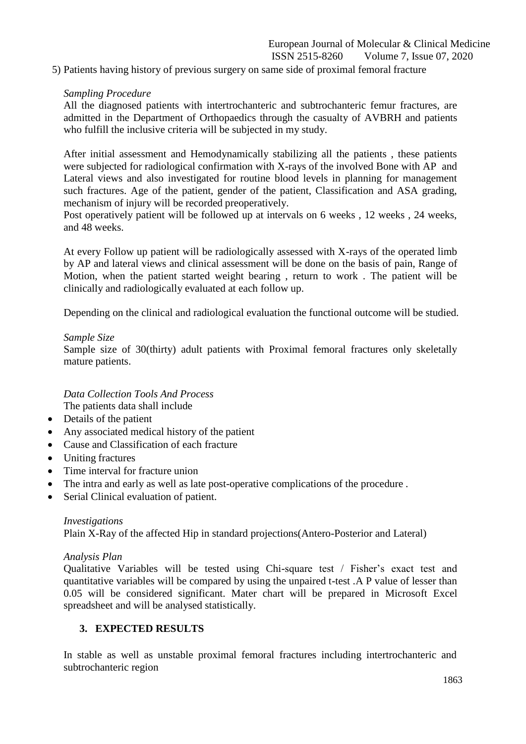5) Patients having history of previous surgery on same side of proximal femoral fracture

*Sampling Procedure*

All the diagnosed patients with intertrochanteric and subtrochanteric femur fractures, are admitted in the Department of Orthopaedics through the casualty of AVBRH and patients who fulfill the inclusive criteria will be subjected in my study.

After initial assessment and Hemodynamically stabilizing all the patients , these patients were subjected for radiological confirmation with X-rays of the involved Bone with AP and Lateral views and also investigated for routine blood levels in planning for management such fractures. Age of the patient, gender of the patient, Classification and ASA grading, mechanism of injury will be recorded preoperatively.

Post operatively patient will be followed up at intervals on 6 weeks , 12 weeks , 24 weeks, and 48 weeks.

At every Follow up patient will be radiologically assessed with X-rays of the operated limb by AP and lateral views and clinical assessment will be done on the basis of pain, Range of Motion, when the patient started weight bearing , return to work . The patient will be clinically and radiologically evaluated at each follow up.

Depending on the clinical and radiological evaluation the functional outcome will be studied.

*Sample Size*

Sample size of 30(thirty) adult patients with Proximal femoral fractures only skeletally mature patients.

*Data Collection Tools And Process*

The patients data shall include

- Details of the patient
- Any associated medical history of the patient
- Cause and Classification of each fracture
- Uniting fractures
- Time interval for fracture union
- The intra and early as well as late post-operative complications of the procedure .
- Serial Clinical evaluation of patient.

*Investigations*

Plain X-Ray of the affected Hip in standard projections(Antero-Posterior and Lateral)

*Analysis Plan*

Qualitative Variables will be tested using Chi-square test / Fisher's exact test and quantitative variables will be compared by using the unpaired t-test .A P value of lesser than 0.05 will be considered significant. Mater chart will be prepared in Microsoft Excel spreadsheet and will be analysed statistically.

## 3. EXPECTED RESULTS

In stable as well as unstable proximal femoral fractures including intertrochanteric and subtrochanteric region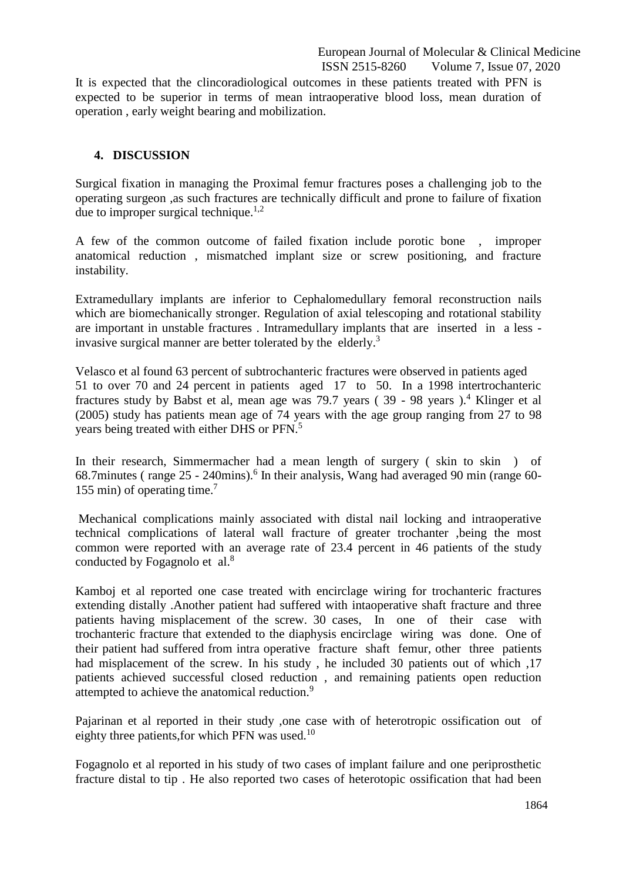It is expected that the clincoradiological outcomes in these patients treated with PFN is expected to be superior in terms of mean intraoperative blood loss, mean duration of operation , early weight bearing and mobilization.

## 4. DISCUSSION

Surgical fixation in managing the Proximal femur fractures poses a challenging job to the operating surgeon ,as such fractures are technically difficult and prone to failure of fixation due to improper surgical technique.[1,2]

A few of the common outcome of failed fixation include porotic bone , improper anatomical reduction , mismatched implant size or screw positioning, and fracture instability.

Extramedullary implants are inferior to Cephalomedullary femoral reconstruction nails which are biomechanically stronger. Regulation of axial telescoping and rotational stability are important in unstable fractures . Intramedullary implants that are inserted in a less - invasive surgical manner are better tolerated by the elderly.[3]

Velasco et al found 63 percent of subtrochanteric fractures were observed in patients aged 51 to over 70 and 24 percent in patients aged 17 to 50. In a 1998 intertrochanteric fractures study by Babst et al, mean age was 79.7 years ( 39 - 98 years ).[4] Klinger et al (2005) study has patients mean age of 74 years with the age group ranging from 27 to 98 years being treated with either DHS or PFN.[5]

In their research, Simmermacher had a mean length of surgery ( skin to skin ) of 68.7minutes ( range 25 - 240mins).[6] In their analysis, Wang had averaged 90 min (range 60-155 min) of operating time.[7]

Mechanical complications mainly associated with distal nail locking and intraoperative technical complications of lateral wall fracture of greater trochanter ,being the most common were reported with an average rate of 23.4 percent in 46 patients of the study conducted by Fogagnolo et al.[8]

Kamboj et al reported one case treated with encirclage wiring for trochanteric fractures extending distally .Another patient had suffered with intaoperative shaft fracture and three patients having misplacement of the screw. 30 cases, In one of their case with trochanteric fracture that extended to the diaphysis encirclage wiring was done. One of their patient had suffered from intra operative fracture shaft femur, other three patients had misplacement of the screw. In his study , he included 30 patients out of which ,17 patients achieved successful closed reduction , and remaining patients open reduction attempted to achieve the anatomical reduction.[9]

Pajarinan et al reported in their study ,one case with of heterotropic ossification out of eighty three patients,for which PFN was used.[10]

Fogagnolo et al reported in his study of two cases of implant failure and one periprosthetic fracture distal to tip . He also reported two cases of heterotopic ossification that had been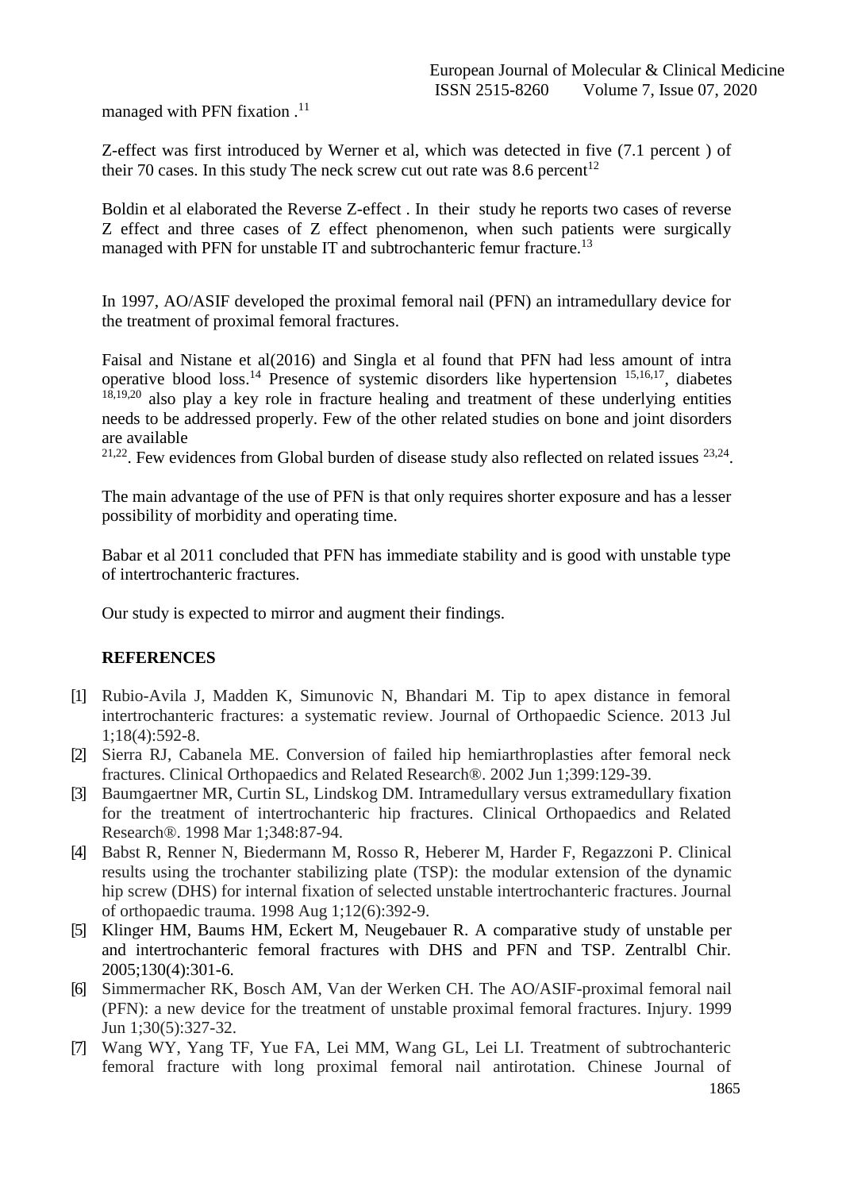managed with PFN fixation .[11]

Z-effect was first introduced by Werner et al, which was detected in five (7.1 percent ) of their 70 cases. In this study The neck screw cut out rate was 8.6 percent[12]

Boldin et al elaborated the Reverse Z-effect . In their study he reports two cases of reverse Z effect and three cases of Z effect phenomenon, when such patients were surgically managed with PFN for unstable IT and subtrochanteric femur fracture.[13]

In 1997, AO/ASIF developed the proximal femoral nail (PFN) an intramedullary device for the treatment of proximal femoral fractures.

Faisal and Nistane et al(2016) and Singla et al found that PFN had less amount of intra operative blood loss.[14] Presence of systemic disorders like hypertension [15,16,17], diabetes [18,19,20] also play a key role in fracture healing and treatment of these underlying entities needs to be addressed properly. Few of the other related studies on bone and joint disorders are available [21,22]. Few evidences from Global burden of disease study also reflected on related issues [23,24].

The main advantage of the use of PFN is that only requires shorter exposure and has a lesser possibility of morbidity and operating time.

Babar et al 2011 concluded that PFN has immediate stability and is good with unstable type of intertrochanteric fractures.

Our study is expected to mirror and augment their findings.

## REFERENCES

[1] Rubio-Avila J, Madden K, Simunovic N, Bhandari M. Tip to apex distance in femoral intertrochanteric fractures: a systematic review. Journal of Orthopaedic Science. 2013 Jul 1;18(4):592-8.

[2] Sierra RJ, Cabanela ME. Conversion of failed hip hemiarthroplasties after femoral neck fractures. Clinical Orthopaedics and Related Research®. 2002 Jun 1;399:129-39.

[3] Baumgaertner MR, Curtin SL, Lindskog DM. Intramedullary versus extramedullary fixation for the treatment of intertrochanteric hip fractures. Clinical Orthopaedics and Related Research®. 1998 Mar 1;348:87-94.

[4] Babst R, Renner N, Biedermann M, Rosso R, Heberer M, Harder F, Regazzoni P. Clinical results using the trochanter stabilizing plate (TSP): the modular extension of the dynamic hip screw (DHS) for internal fixation of selected unstable intertrochanteric fractures. Journal of orthopaedic trauma. 1998 Aug 1;12(6):392-9.

[5] Klinger HM, Baums HM, Eckert M, Neugebauer R. A comparative study of unstable per and intertrochanteric femoral fractures with DHS and PFN and TSP. Zentralbl Chir. 2005;130(4):301-6.

[6] Simmermacher RK, Bosch AM, Van der Werken CH. The AO/ASIF-proximal femoral nail (PFN): a new device for the treatment of unstable proximal femoral fractures. Injury. 1999 Jun 1;30(5):327-32.

[7] Wang WY, Yang TF, Yue FA, Lei MM, Wang GL, Lei LI. Treatment of subtrochanteric femoral fracture with long proximal femoral nail antirotation. Chinese Journal of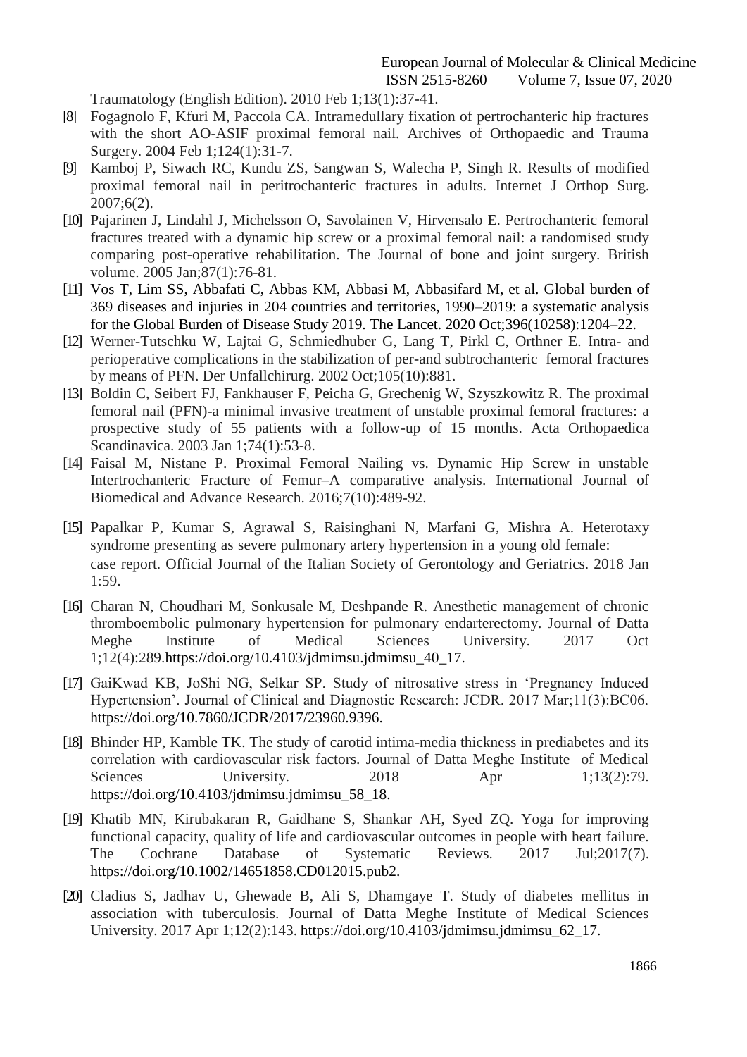Traumatology (English Edition). 2010 Feb 1;13(1):37-41.

[8] Fogagnolo F, Kfuri M, Paccola CA. Intramedullary fixation of pertrochanteric hip fractures with the short AO-ASIF proximal femoral nail. Archives of Orthopaedic and Trauma Surgery. 2004 Feb 1;124(1):31-7.

[9] Kamboj P, Siwach RC, Kundu ZS, Sangwan S, Walecha P, Singh R. Results of modified proximal femoral nail in peritrochanteric fractures in adults. Internet J Orthop Surg. 2007;6(2).

[10] Pajarinen J, Lindahl J, Michelsson O, Savolainen V, Hirvensalo E. Pertrochanteric femoral fractures treated with a dynamic hip screw or a proximal femoral nail: a randomised study comparing post-operative rehabilitation. The Journal of bone and joint surgery. British volume. 2005 Jan;87(1):76-81.

[11] Vos T, Lim SS, Abbafati C, Abbas KM, Abbasi M, Abbasifard M, et al. Global burden of 369 diseases and injuries in 204 countries and territories, 1990–2019: a systematic analysis for the Global Burden of Disease Study 2019. The Lancet. 2020 Oct;396(10258):1204–22.

[12] Werner-Tutschku W, Lajtai G, Schmiedhuber G, Lang T, Pirkl C, Orthner E. Intra- and perioperative complications in the stabilization of per-and subtrochanteric femoral fractures by means of PFN. Der Unfallchirurg. 2002 Oct;105(10):881.

[13] Boldin C, Seibert FJ, Fankhauser F, Peicha G, Grechenig W, Szyszkowitz R. The proximal femoral nail (PFN)-a minimal invasive treatment of unstable proximal femoral fractures: a prospective study of 55 patients with a follow-up of 15 months. Acta Orthopaedica Scandinavica. 2003 Jan 1;74(1):53-8.

[14] Faisal M, Nistane P. Proximal Femoral Nailing vs. Dynamic Hip Screw in unstable Intertrochanteric Fracture of Femur–A comparative analysis. International Journal of Biomedical and Advance Research. 2016;7(10):489-92.

[15] Papalkar P, Kumar S, Agrawal S, Raisinghani N, Marfani G, Mishra A. Heterotaxy syndrome presenting as severe pulmonary artery hypertension in a young old female: case report. Official Journal of the Italian Society of Gerontology and Geriatrics. 2018 Jan 1:59.

[16] Charan N, Choudhari M, Sonkusale M, Deshpande R. Anesthetic management of chronic thromboembolic pulmonary hypertension for pulmonary endarterectomy. Journal of Datta Meghe Institute of Medical Sciences University. 2017 Oct 1;12(4):289.https://doi.org/10.4103/jdmimsu.jdmimsu_40_17.

[17] GaiKwad KB, JoShi NG, Selkar SP. Study of nitrosative stress in 'Pregnancy Induced Hypertension'. Journal of Clinical and Diagnostic Research: JCDR. 2017 Mar;11(3):BC06. https://doi.org/10.7860/JCDR/2017/23960.9396.

[18] Bhinder HP, Kamble TK. The study of carotid intima-media thickness in prediabetes and its correlation with cardiovascular risk factors. Journal of Datta Meghe Institute of Medical Sciences University. 2018 Apr 1;13(2):79. https://doi.org/10.4103/jdmimsu.jdmimsu_58_18.

[19] Khatib MN, Kirubakaran R, Gaidhane S, Shankar AH, Syed ZQ. Yoga for improving functional capacity, quality of life and cardiovascular outcomes in people with heart failure. The Cochrane Database of Systematic Reviews. 2017 Jul;2017(7). https://doi.org/10.1002/14651858.CD012015.pub2.

[20] Cladius S, Jadhav U, Ghewade B, Ali S, Dhamgaye T. Study of diabetes mellitus in association with tuberculosis. Journal of Datta Meghe Institute of Medical Sciences University. 2017 Apr 1;12(2):143. https://doi.org/10.4103/jdmimsu.jdmimsu_62_17.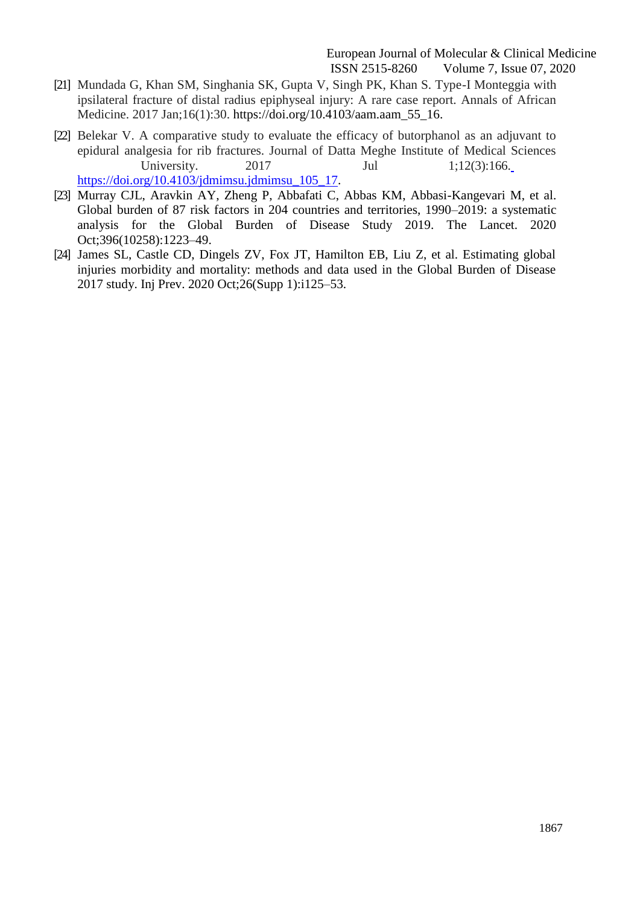[21] Mundada G, Khan SM, Singhania SK, Gupta V, Singh PK, Khan S. Type-I Monteggia with ipsilateral fracture of distal radius epiphyseal injury: A rare case report. Annals of African Medicine. 2017 Jan;16(1):30. https://doi.org/10.4103/aam.aam_55_16.

[22] Belekar V. A comparative study to evaluate the efficacy of butorphanol as an adjuvant to epidural analgesia for rib fractures. Journal of Datta Meghe Institute of Medical Sciences University. 2017 Jul 1;12(3):166. https://doi.org/10.4103/jdmimsu.jdmimsu_105_17.

[23] Murray CJL, Aravkin AY, Zheng P, Abbafati C, Abbas KM, Abbasi-Kangevari M, et al. Global burden of 87 risk factors in 204 countries and territories, 1990–2019: a systematic analysis for the Global Burden of Disease Study 2019. The Lancet. 2020 Oct;396(10258):1223–49.

[24] James SL, Castle CD, Dingels ZV, Fox JT, Hamilton EB, Liu Z, et al. Estimating global injuries morbidity and mortality: methods and data used in the Global Burden of Disease 2017 study. Inj Prev. 2020 Oct;26(Supp 1):i125–53.